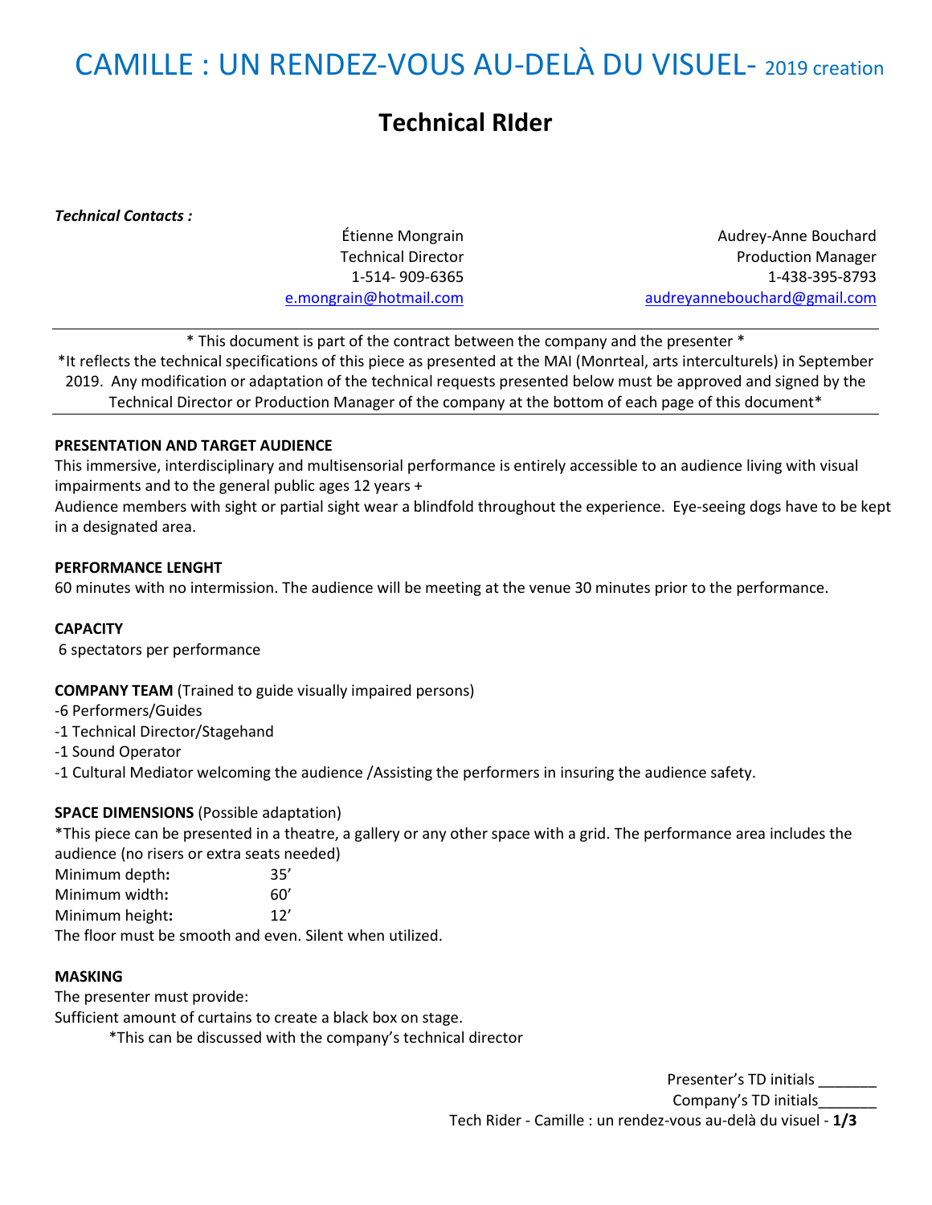# CAMILLE : UN RENDEZ-VOUS AU-DELÀ DU VISUEL- 2019 creation

## Technical RIder

***Technical Contacts :***

| Étienne Mongrain | Audrey-Anne Bouchard |
|---|---|
| Technical Director | Production Manager |
| 1-514- 909-6365 | 1-438-395-8793 |
| e.mongrain@hotmail.com | audreyannebouchard@gmail.com |

---

\* This document is part of the contract between the company and the presenter *

*It reflects the technical specifications of this piece as presented at the MAI (Monrteal, arts interculturels) in September 2019. Any modification or adaptation of the technical requests presented below must be approved and signed by the Technical Director or Production Manager of the company at the bottom of each page of this document*

---

**PRESENTATION AND TARGET AUDIENCE**

This immersive, interdisciplinary and multisensorial performance is entirely accessible to an audience living with visual impairments and to the general public ages 12 years +

Audience members with sight or partial sight wear a blindfold throughout the experience. Eye-seeing dogs have to be kept in a designated area.

**PERFORMANCE LENGHT**

60 minutes with no intermission. The audience will be meeting at the venue 30 minutes prior to the performance.

**CAPACITY**

6 spectators per performance

**COMPANY TEAM** (Trained to guide visually impaired persons)

-6 Performers/Guides
-1 Technical Director/Stagehand
-1 Sound Operator
-1 Cultural Mediator welcoming the audience /Assisting the performers in insuring the audience safety.

**SPACE DIMENSIONS** (Possible adaptation)

*This piece can be presented in a theatre, a gallery or any other space with a grid. The performance area includes the audience (no risers or extra seats needed)

Minimum depth**:** 35'
Minimum width**:** 60'
Minimum height**:** 12'

The floor must be smooth and even. Silent when utilized.

**MASKING**

The presenter must provide:

Sufficient amount of curtains to create a black box on stage.

*This can be discussed with the company's technical director

Presenter's TD initials _______
Company's TD initials_______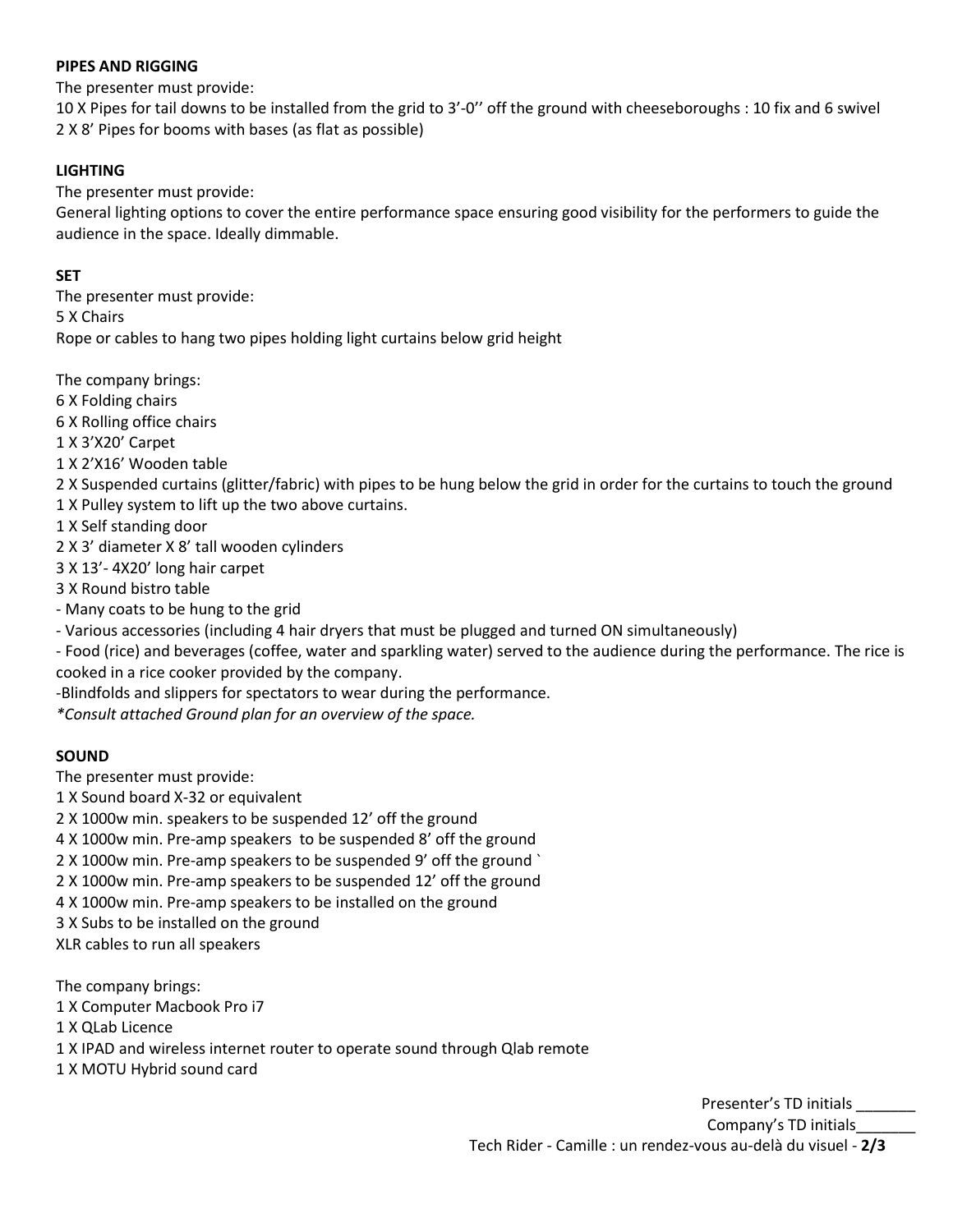**PIPES AND RIGGING**

The presenter must provide:

10 X Pipes for tail downs to be installed from the grid to 3'-0'' off the ground with cheeseboroughs : 10 fix and 6 swivel

2 X 8' Pipes for booms with bases (as flat as possible)

**LIGHTING**

The presenter must provide:

General lighting options to cover the entire performance space ensuring good visibility for the performers to guide the audience in the space. Ideally dimmable.

**SET**

The presenter must provide:

5 X Chairs

Rope or cables to hang two pipes holding light curtains below grid height

The company brings:

6 X Folding chairs

6 X Rolling office chairs

1 X 3'X20' Carpet

1 X 2'X16' Wooden table

2 X Suspended curtains (glitter/fabric) with pipes to be hung below the grid in order for the curtains to touch the ground

1 X Pulley system to lift up the two above curtains.

1 X Self standing door

2 X 3' diameter X 8' tall wooden cylinders

3 X 13'- 4X20' long hair carpet

3 X Round bistro table

- Many coats to be hung to the grid
- Various accessories (including 4 hair dryers that must be plugged and turned ON simultaneously)
- Food (rice) and beverages (coffee, water and sparkling water) served to the audience during the performance. The rice is cooked in a rice cooker provided by the company.

-Blindfolds and slippers for spectators to wear during the performance.

*\*Consult attached Ground plan for an overview of the space.*

**SOUND**

The presenter must provide:

1 X Sound board X-32 or equivalent

2 X 1000w min. speakers to be suspended 12' off the ground

4 X 1000w min. Pre-amp speakers to be suspended 8' off the ground

2 X 1000w min. Pre-amp speakers to be suspended 9' off the ground `

2 X 1000w min. Pre-amp speakers to be suspended 12' off the ground

4 X 1000w min. Pre-amp speakers to be installed on the ground

3 X Subs to be installed on the ground

XLR cables to run all speakers

The company brings:

1 X Computer Macbook Pro i7

1 X QLab Licence

1 X IPAD and wireless internet router to operate sound through Qlab remote

1 X MOTU Hybrid sound card

Presenter's TD initials _______

Company's TD initials_______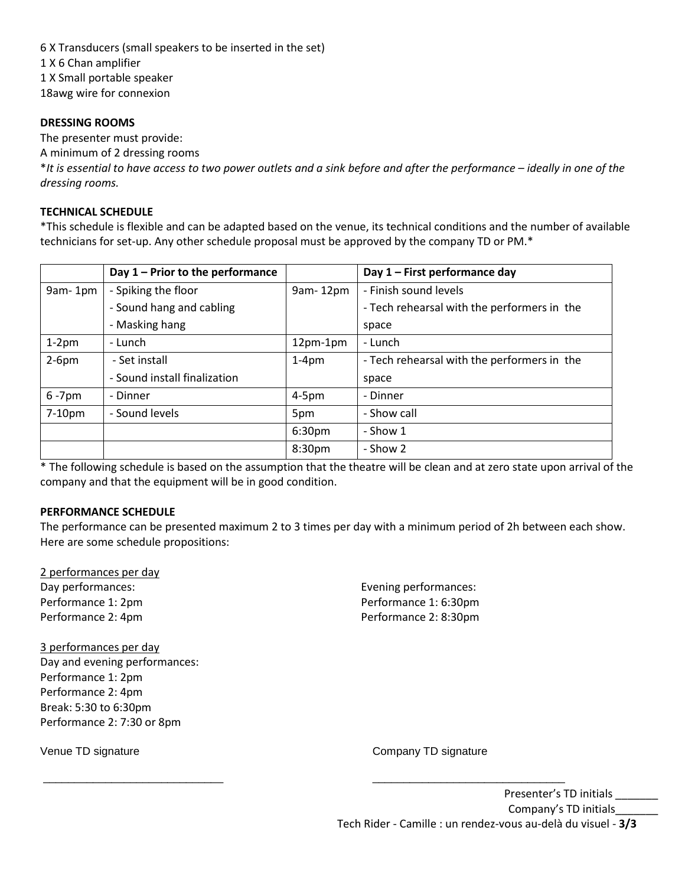6 X Transducers (small speakers to be inserted in the set)
1 X 6 Chan amplifier
1 X Small portable speaker
18awg wire for connexion

**DRESSING ROOMS**

The presenter must provide:
A minimum of 2 dressing rooms
**It is essential to have access to two power outlets and a sink before and after the performance – ideally in one of the dressing rooms.*

**TECHNICAL SCHEDULE**

*This schedule is flexible and can be adapted based on the venue, its technical conditions and the number of available technicians for set-up. Any other schedule proposal must be approved by the company TD or PM.*

| | **Day 1 – Prior to the performance** | | **Day 1 – First performance day** |
|---|---|---|---|
| 9am- 1pm | - Spiking the floor<br>- Sound hang and cabling<br>- Masking hang | 9am- 12pm | - Finish sound levels<br>- Tech rehearsal with the performers in the space |
| 1-2pm | - Lunch | 12pm-1pm | - Lunch |
| 2-6pm | - Set install<br>- Sound install finalization | 1-4pm | - Tech rehearsal with the performers in the space |
| 6 -7pm | - Dinner | 4-5pm | - Dinner |
| 7-10pm | - Sound levels | 5pm | - Show call |
| | | 6:30pm | - Show 1 |
| | | 8:30pm | - Show 2 |

* The following schedule is based on the assumption that the theatre will be clean and at zero state upon arrival of the company and that the equipment will be in good condition.

**PERFORMANCE SCHEDULE**

The performance can be presented maximum 2 to 3 times per day with a minimum period of 2h between each show. Here are some schedule propositions:

2 performances per day

Day performances:
Performance 1: 2pm
Performance 2: 4pm

Evening performances:
Performance 1: 6:30pm
Performance 2: 8:30pm

3 performances per day

Day and evening performances:
Performance 1: 2pm
Performance 2: 4pm
Break: 5:30 to 6:30pm
Performance 2: 7:30 or 8pm

Venue TD signature ______________________________

Company TD signature ______________________________

Presenter's TD initials _______
Company's TD initials_______